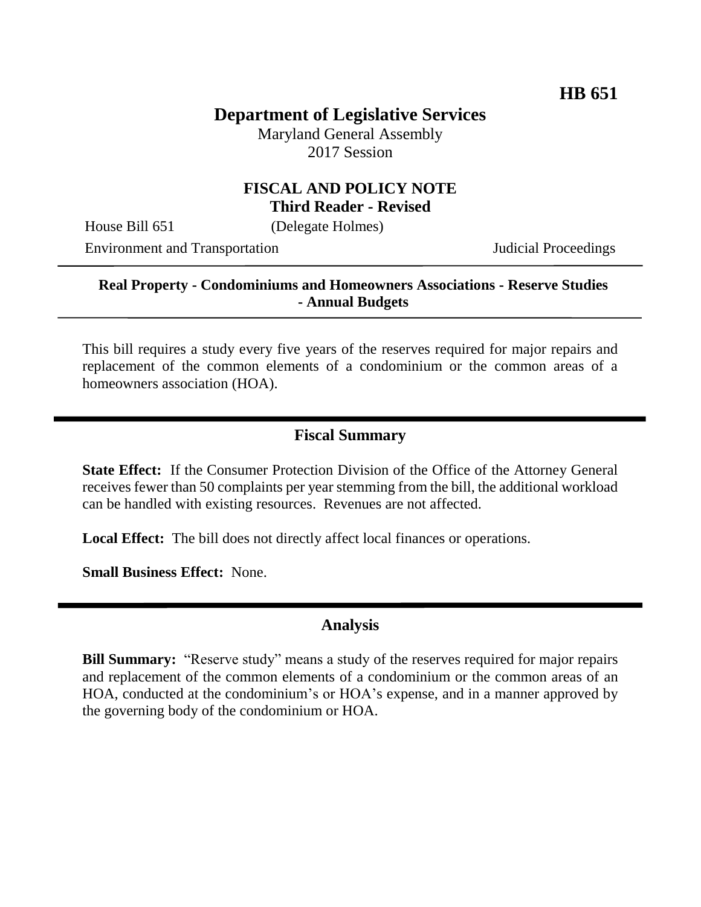**HB 651**

# Department of Legislative Services

Maryland General Assembly
2017 Session

## FISCAL AND POLICY NOTE
**Third Reader - Revised**

House Bill 651 (Delegate Holmes)
Environment and Transportation Judicial Proceedings

---

**Real Property - Condominiums and Homeowners Associations - Reserve Studies - Annual Budgets**

---

This bill requires a study every five years of the reserves required for major repairs and replacement of the common elements of a condominium or the common areas of a homeowners association (HOA).

---

## Fiscal Summary

**State Effect:** If the Consumer Protection Division of the Office of the Attorney General receives fewer than 50 complaints per year stemming from the bill, the additional workload can be handled with existing resources. Revenues are not affected.

**Local Effect:** The bill does not directly affect local finances or operations.

**Small Business Effect:** None.

---

## Analysis

**Bill Summary:** "Reserve study" means a study of the reserves required for major repairs and replacement of the common elements of a condominium or the common areas of an HOA, conducted at the condominium's or HOA's expense, and in a manner approved by the governing body of the condominium or HOA.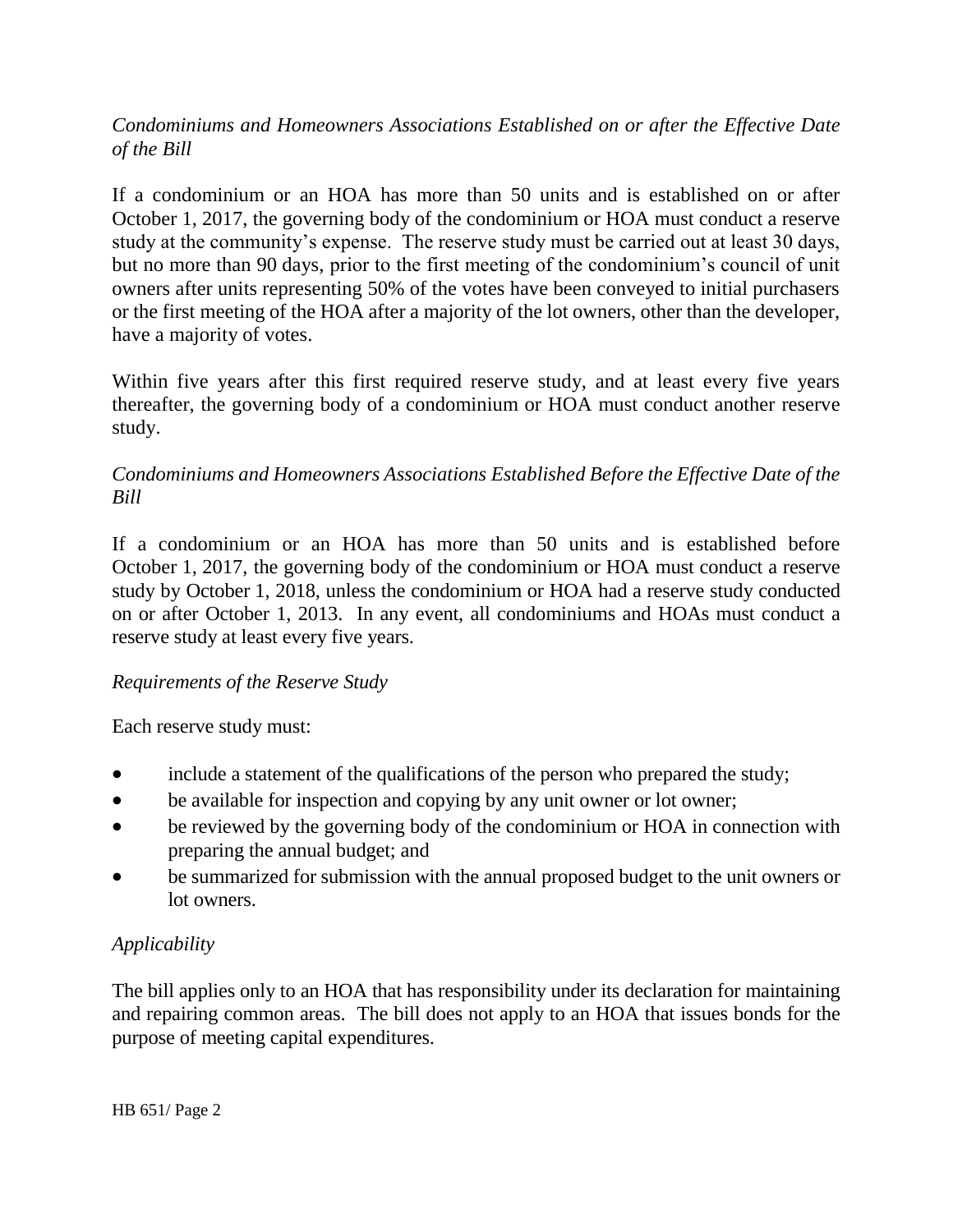*Condominiums and Homeowners Associations Established on or after the Effective Date of the Bill*

If a condominium or an HOA has more than 50 units and is established on or after October 1, 2017, the governing body of the condominium or HOA must conduct a reserve study at the community's expense. The reserve study must be carried out at least 30 days, but no more than 90 days, prior to the first meeting of the condominium's council of unit owners after units representing 50% of the votes have been conveyed to initial purchasers or the first meeting of the HOA after a majority of the lot owners, other than the developer, have a majority of votes.

Within five years after this first required reserve study, and at least every five years thereafter, the governing body of a condominium or HOA must conduct another reserve study.

*Condominiums and Homeowners Associations Established Before the Effective Date of the Bill*

If a condominium or an HOA has more than 50 units and is established before October 1, 2017, the governing body of the condominium or HOA must conduct a reserve study by October 1, 2018, unless the condominium or HOA had a reserve study conducted on or after October 1, 2013. In any event, all condominiums and HOAs must conduct a reserve study at least every five years.

*Requirements of the Reserve Study*

Each reserve study must:

- include a statement of the qualifications of the person who prepared the study;
- be available for inspection and copying by any unit owner or lot owner;
- be reviewed by the governing body of the condominium or HOA in connection with preparing the annual budget; and
- be summarized for submission with the annual proposed budget to the unit owners or lot owners.

*Applicability*

The bill applies only to an HOA that has responsibility under its declaration for maintaining and repairing common areas. The bill does not apply to an HOA that issues bonds for the purpose of meeting capital expenditures.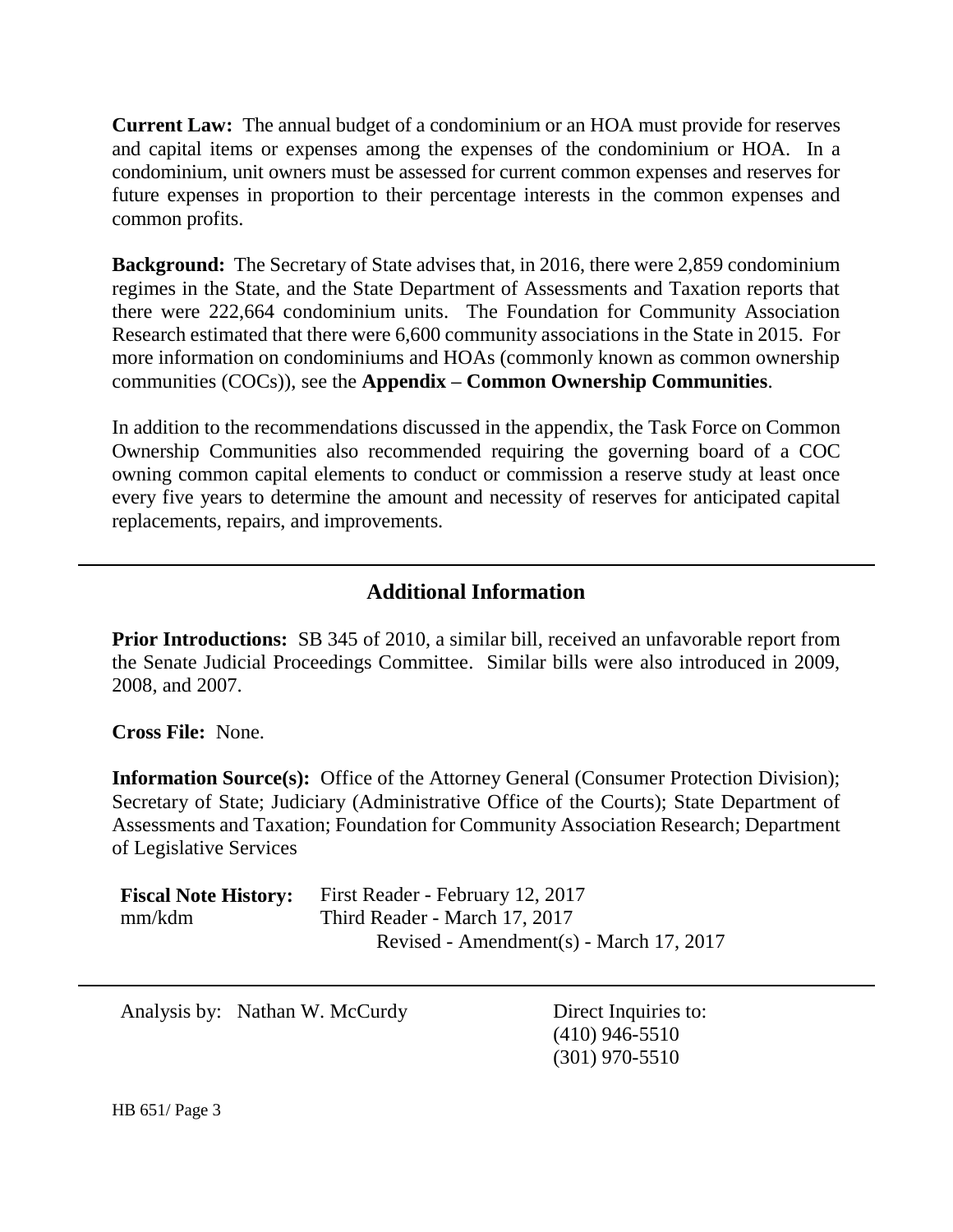**Current Law:** The annual budget of a condominium or an HOA must provide for reserves and capital items or expenses among the expenses of the condominium or HOA. In a condominium, unit owners must be assessed for current common expenses and reserves for future expenses in proportion to their percentage interests in the common expenses and common profits.

**Background:** The Secretary of State advises that, in 2016, there were 2,859 condominium regimes in the State, and the State Department of Assessments and Taxation reports that there were 222,664 condominium units. The Foundation for Community Association Research estimated that there were 6,600 community associations in the State in 2015. For more information on condominiums and HOAs (commonly known as common ownership communities (COCs)), see the **Appendix – Common Ownership Communities**.

In addition to the recommendations discussed in the appendix, the Task Force on Common Ownership Communities also recommended requiring the governing board of a COC owning common capital elements to conduct or commission a reserve study at least once every five years to determine the amount and necessity of reserves for anticipated capital replacements, repairs, and improvements.

---

## Additional Information

**Prior Introductions:** SB 345 of 2010, a similar bill, received an unfavorable report from the Senate Judicial Proceedings Committee. Similar bills were also introduced in 2009, 2008, and 2007.

**Cross File:** None.

**Information Source(s):** Office of the Attorney General (Consumer Protection Division); Secretary of State; Judiciary (Administrative Office of the Courts); State Department of Assessments and Taxation; Foundation for Community Association Research; Department of Legislative Services

**Fiscal Note History:** First Reader - February 12, 2017
mm/kdm Third Reader - March 17, 2017
Revised - Amendment(s) - March 17, 2017

---

Analysis by: Nathan W. McCurdy

Direct Inquiries to:
(410) 946-5510
(301) 970-5510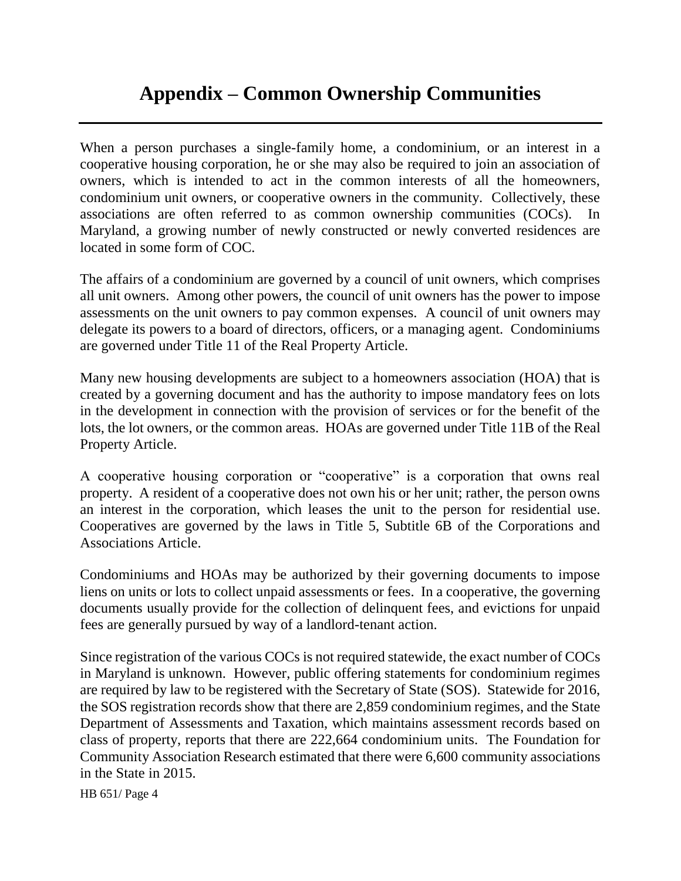# Appendix – Common Ownership Communities

When a person purchases a single-family home, a condominium, or an interest in a cooperative housing corporation, he or she may also be required to join an association of owners, which is intended to act in the common interests of all the homeowners, condominium unit owners, or cooperative owners in the community. Collectively, these associations are often referred to as common ownership communities (COCs). In Maryland, a growing number of newly constructed or newly converted residences are located in some form of COC.

The affairs of a condominium are governed by a council of unit owners, which comprises all unit owners. Among other powers, the council of unit owners has the power to impose assessments on the unit owners to pay common expenses. A council of unit owners may delegate its powers to a board of directors, officers, or a managing agent. Condominiums are governed under Title 11 of the Real Property Article.

Many new housing developments are subject to a homeowners association (HOA) that is created by a governing document and has the authority to impose mandatory fees on lots in the development in connection with the provision of services or for the benefit of the lots, the lot owners, or the common areas. HOAs are governed under Title 11B of the Real Property Article.

A cooperative housing corporation or "cooperative" is a corporation that owns real property. A resident of a cooperative does not own his or her unit; rather, the person owns an interest in the corporation, which leases the unit to the person for residential use. Cooperatives are governed by the laws in Title 5, Subtitle 6B of the Corporations and Associations Article.

Condominiums and HOAs may be authorized by their governing documents to impose liens on units or lots to collect unpaid assessments or fees. In a cooperative, the governing documents usually provide for the collection of delinquent fees, and evictions for unpaid fees are generally pursued by way of a landlord-tenant action.

Since registration of the various COCs is not required statewide, the exact number of COCs in Maryland is unknown. However, public offering statements for condominium regimes are required by law to be registered with the Secretary of State (SOS). Statewide for 2016, the SOS registration records show that there are 2,859 condominium regimes, and the State Department of Assessments and Taxation, which maintains assessment records based on class of property, reports that there are 222,664 condominium units. The Foundation for Community Association Research estimated that there were 6,600 community associations in the State in 2015.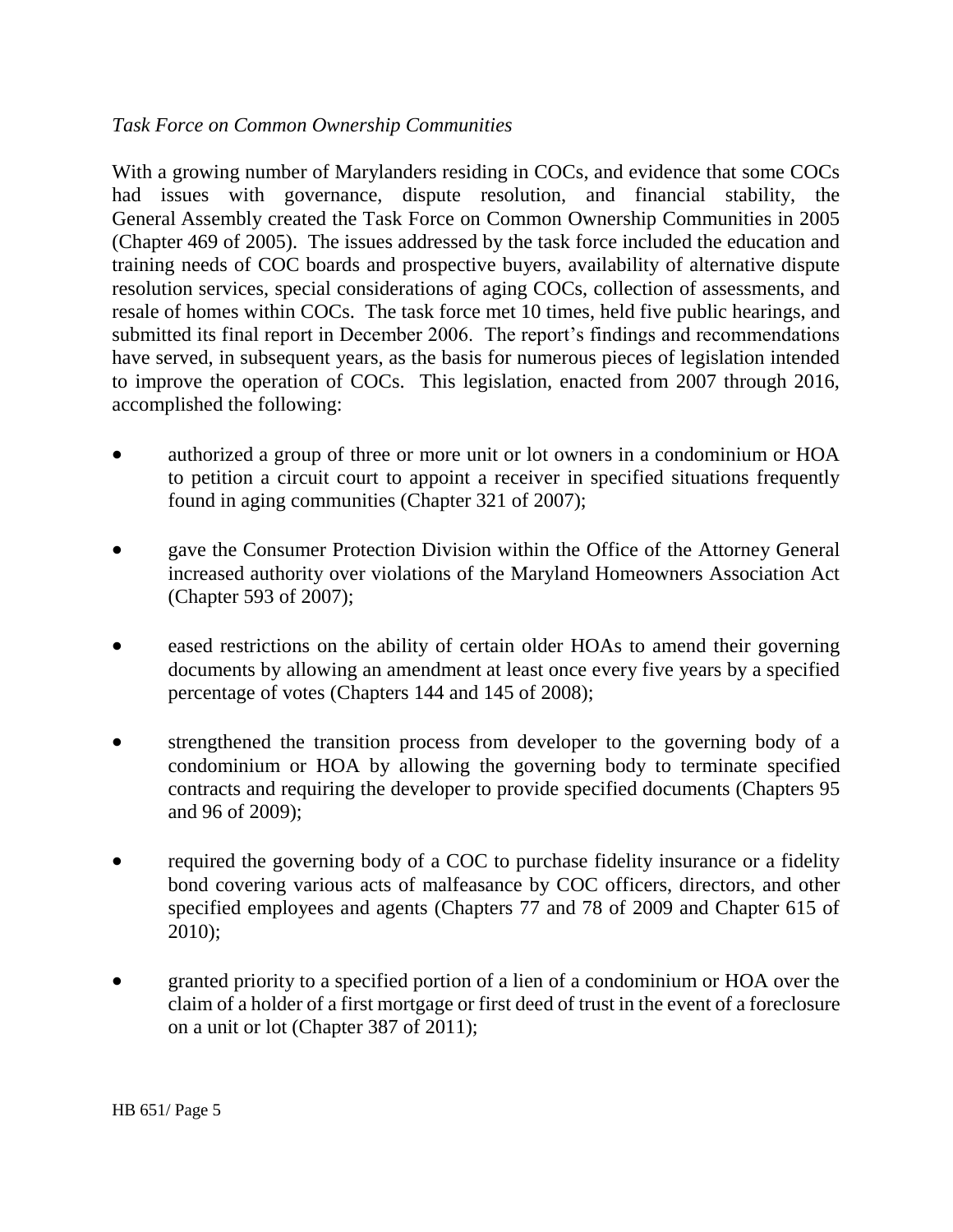*Task Force on Common Ownership Communities*

With a growing number of Marylanders residing in COCs, and evidence that some COCs had issues with governance, dispute resolution, and financial stability, the General Assembly created the Task Force on Common Ownership Communities in 2005 (Chapter 469 of 2005). The issues addressed by the task force included the education and training needs of COC boards and prospective buyers, availability of alternative dispute resolution services, special considerations of aging COCs, collection of assessments, and resale of homes within COCs. The task force met 10 times, held five public hearings, and submitted its final report in December 2006. The report's findings and recommendations have served, in subsequent years, as the basis for numerous pieces of legislation intended to improve the operation of COCs. This legislation, enacted from 2007 through 2016, accomplished the following:

- authorized a group of three or more unit or lot owners in a condominium or HOA to petition a circuit court to appoint a receiver in specified situations frequently found in aging communities (Chapter 321 of 2007);
- gave the Consumer Protection Division within the Office of the Attorney General increased authority over violations of the Maryland Homeowners Association Act (Chapter 593 of 2007);
- eased restrictions on the ability of certain older HOAs to amend their governing documents by allowing an amendment at least once every five years by a specified percentage of votes (Chapters 144 and 145 of 2008);
- strengthened the transition process from developer to the governing body of a condominium or HOA by allowing the governing body to terminate specified contracts and requiring the developer to provide specified documents (Chapters 95 and 96 of 2009);
- required the governing body of a COC to purchase fidelity insurance or a fidelity bond covering various acts of malfeasance by COC officers, directors, and other specified employees and agents (Chapters 77 and 78 of 2009 and Chapter 615 of 2010);
- granted priority to a specified portion of a lien of a condominium or HOA over the claim of a holder of a first mortgage or first deed of trust in the event of a foreclosure on a unit or lot (Chapter 387 of 2011);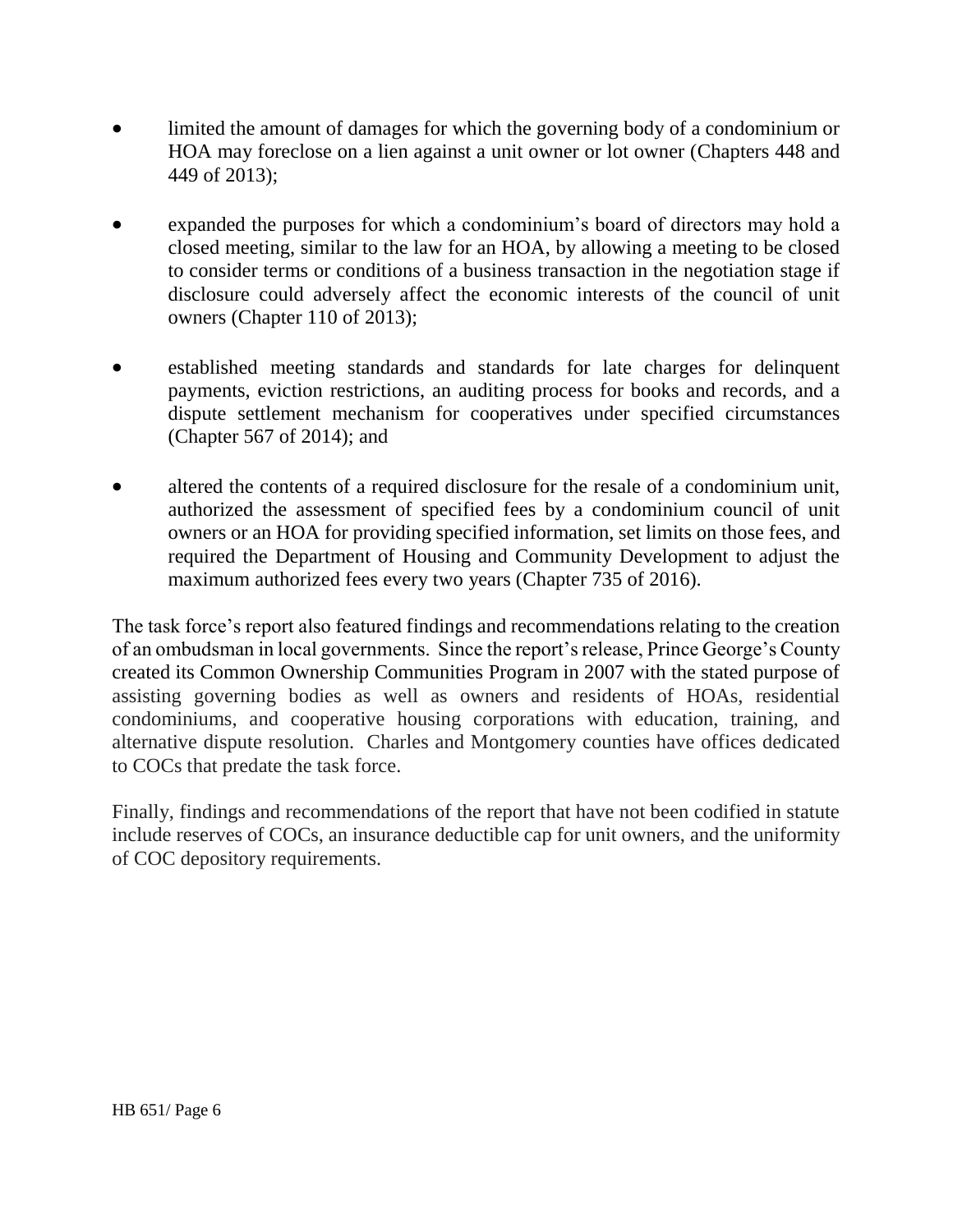- limited the amount of damages for which the governing body of a condominium or HOA may foreclose on a lien against a unit owner or lot owner (Chapters 448 and 449 of 2013);

- expanded the purposes for which a condominium's board of directors may hold a closed meeting, similar to the law for an HOA, by allowing a meeting to be closed to consider terms or conditions of a business transaction in the negotiation stage if disclosure could adversely affect the economic interests of the council of unit owners (Chapter 110 of 2013);

- established meeting standards and standards for late charges for delinquent payments, eviction restrictions, an auditing process for books and records, and a dispute settlement mechanism for cooperatives under specified circumstances (Chapter 567 of 2014); and

- altered the contents of a required disclosure for the resale of a condominium unit, authorized the assessment of specified fees by a condominium council of unit owners or an HOA for providing specified information, set limits on those fees, and required the Department of Housing and Community Development to adjust the maximum authorized fees every two years (Chapter 735 of 2016).

The task force's report also featured findings and recommendations relating to the creation of an ombudsman in local governments. Since the report's release, Prince George's County created its Common Ownership Communities Program in 2007 with the stated purpose of assisting governing bodies as well as owners and residents of HOAs, residential condominiums, and cooperative housing corporations with education, training, and alternative dispute resolution. Charles and Montgomery counties have offices dedicated to COCs that predate the task force.

Finally, findings and recommendations of the report that have not been codified in statute include reserves of COCs, an insurance deductible cap for unit owners, and the uniformity of COC depository requirements.